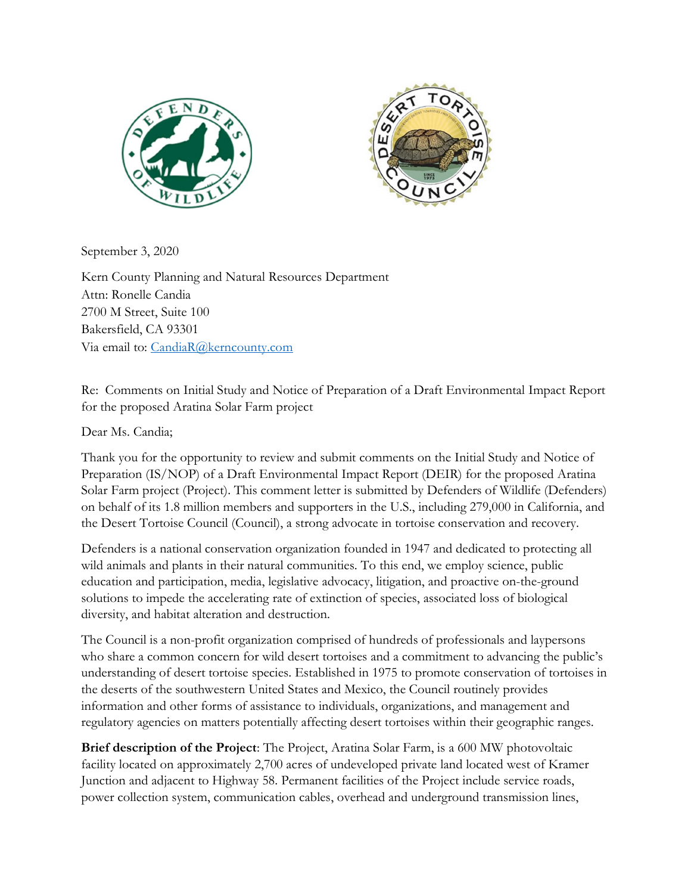September 3, 2020

Kern County Planning and Natural Resources Department
Attn: Ronelle Candia
2700 M Street, Suite 100
Bakersfield, CA 93301
Via email to: CandiaR@kerncounty.com

Re: Comments on Initial Study and Notice of Preparation of a Draft Environmental Impact Report for the proposed Aratina Solar Farm project

Dear Ms. Candia;

Thank you for the opportunity to review and submit comments on the Initial Study and Notice of Preparation (IS/NOP) of a Draft Environmental Impact Report (DEIR) for the proposed Aratina Solar Farm project (Project). This comment letter is submitted by Defenders of Wildlife (Defenders) on behalf of its 1.8 million members and supporters in the U.S., including 279,000 in California, and the Desert Tortoise Council (Council), a strong advocate in tortoise conservation and recovery.

Defenders is a national conservation organization founded in 1947 and dedicated to protecting all wild animals and plants in their natural communities. To this end, we employ science, public education and participation, media, legislative advocacy, litigation, and proactive on-the-ground solutions to impede the accelerating rate of extinction of species, associated loss of biological diversity, and habitat alteration and destruction.

The Council is a non-profit organization comprised of hundreds of professionals and laypersons who share a common concern for wild desert tortoises and a commitment to advancing the public's understanding of desert tortoise species. Established in 1975 to promote conservation of tortoises in the deserts of the southwestern United States and Mexico, the Council routinely provides information and other forms of assistance to individuals, organizations, and management and regulatory agencies on matters potentially affecting desert tortoises within their geographic ranges.

**Brief description of the Project**: The Project, Aratina Solar Farm, is a 600 MW photovoltaic facility located on approximately 2,700 acres of undeveloped private land located west of Kramer Junction and adjacent to Highway 58. Permanent facilities of the Project include service roads, power collection system, communication cables, overhead and underground transmission lines,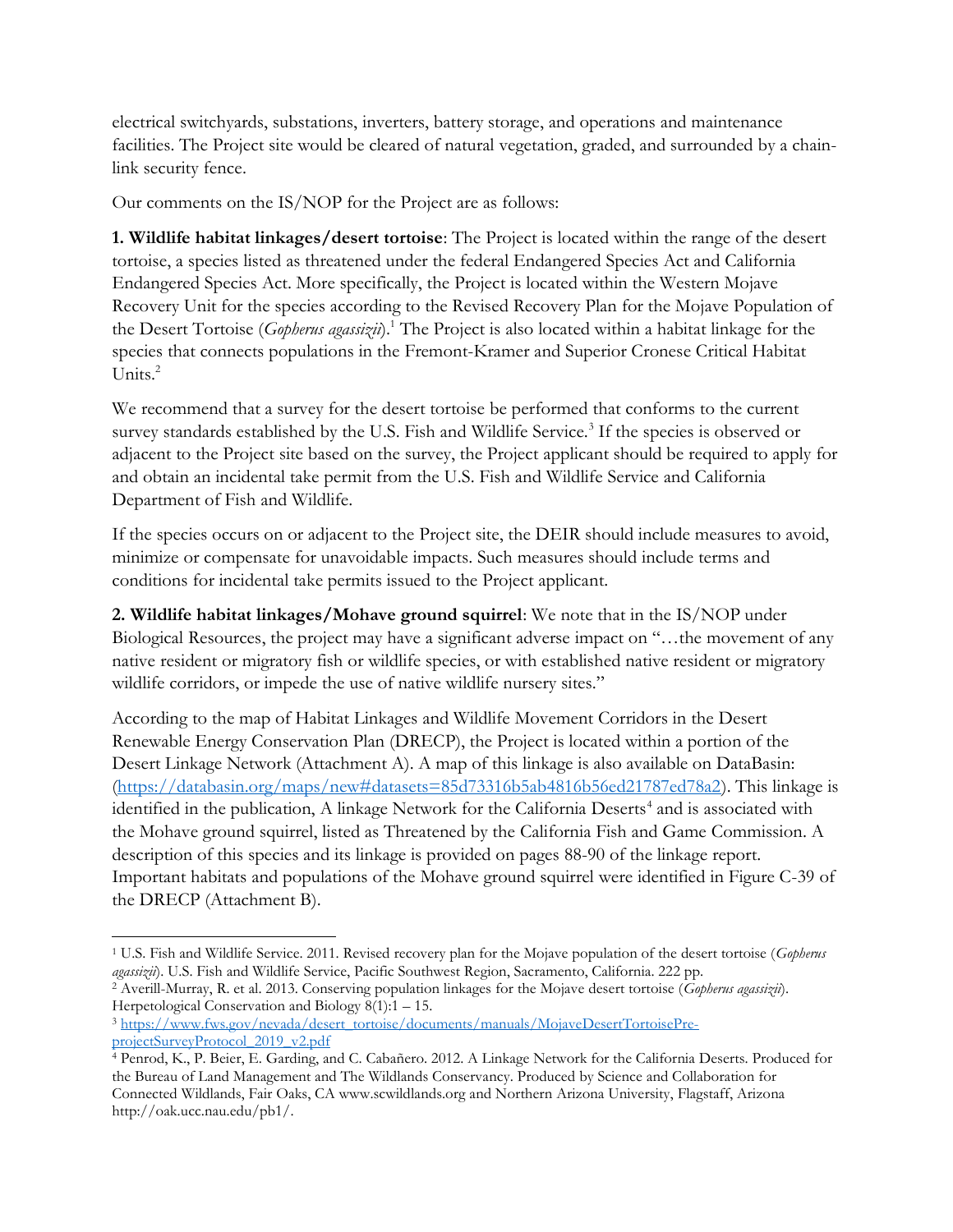electrical switchyards, substations, inverters, battery storage, and operations and maintenance facilities. The Project site would be cleared of natural vegetation, graded, and surrounded by a chain-link security fence.

Our comments on the IS/NOP for the Project are as follows:

**1. Wildlife habitat linkages/desert tortoise**: The Project is located within the range of the desert tortoise, a species listed as threatened under the federal Endangered Species Act and California Endangered Species Act. More specifically, the Project is located within the Western Mojave Recovery Unit for the species according to the Revised Recovery Plan for the Mojave Population of the Desert Tortoise (*Gopherus agassizii*).[1] The Project is also located within a habitat linkage for the species that connects populations in the Fremont-Kramer and Superior Cronese Critical Habitat Units.[2]

We recommend that a survey for the desert tortoise be performed that conforms to the current survey standards established by the U.S. Fish and Wildlife Service.[3] If the species is observed or adjacent to the Project site based on the survey, the Project applicant should be required to apply for and obtain an incidental take permit from the U.S. Fish and Wildlife Service and California Department of Fish and Wildlife.

If the species occurs on or adjacent to the Project site, the DEIR should include measures to avoid, minimize or compensate for unavoidable impacts. Such measures should include terms and conditions for incidental take permits issued to the Project applicant.

**2. Wildlife habitat linkages/Mohave ground squirrel**: We note that in the IS/NOP under Biological Resources, the project may have a significant adverse impact on "…the movement of any native resident or migratory fish or wildlife species, or with established native resident or migratory wildlife corridors, or impede the use of native wildlife nursery sites."

According to the map of Habitat Linkages and Wildlife Movement Corridors in the Desert Renewable Energy Conservation Plan (DRECP), the Project is located within a portion of the Desert Linkage Network (Attachment A). A map of this linkage is also available on DataBasin: (https://databasin.org/maps/new#datasets=85d73316b5ab4816b56ed21787ed78a2). This linkage is identified in the publication, A linkage Network for the California Deserts[4] and is associated with the Mohave ground squirrel, listed as Threatened by the California Fish and Game Commission. A description of this species and its linkage is provided on pages 88-90 of the linkage report. Important habitats and populations of the Mohave ground squirrel were identified in Figure C-39 of the DRECP (Attachment B).

---

[1] U.S. Fish and Wildlife Service. 2011. Revised recovery plan for the Mojave population of the desert tortoise (*Gopherus agassizii*). U.S. Fish and Wildlife Service, Pacific Southwest Region, Sacramento, California. 222 pp.

[2] Averill-Murray, R. et al. 2013. Conserving population linkages for the Mojave desert tortoise (*Gopherus agassizii*). Herpetological Conservation and Biology 8(1):1 – 15.

[3] https://www.fws.gov/nevada/desert_tortoise/documents/manuals/MojaveDesertTortoisePre-projectSurveyProtocol_2019_v2.pdf

[4] Penrod, K., P. Beier, E. Garding, and C. Cabañero. 2012. A Linkage Network for the California Deserts. Produced for the Bureau of Land Management and The Wildlands Conservancy. Produced by Science and Collaboration for Connected Wildlands, Fair Oaks, CA www.scwildlands.org and Northern Arizona University, Flagstaff, Arizona http://oak.ucc.nau.edu/pb1/.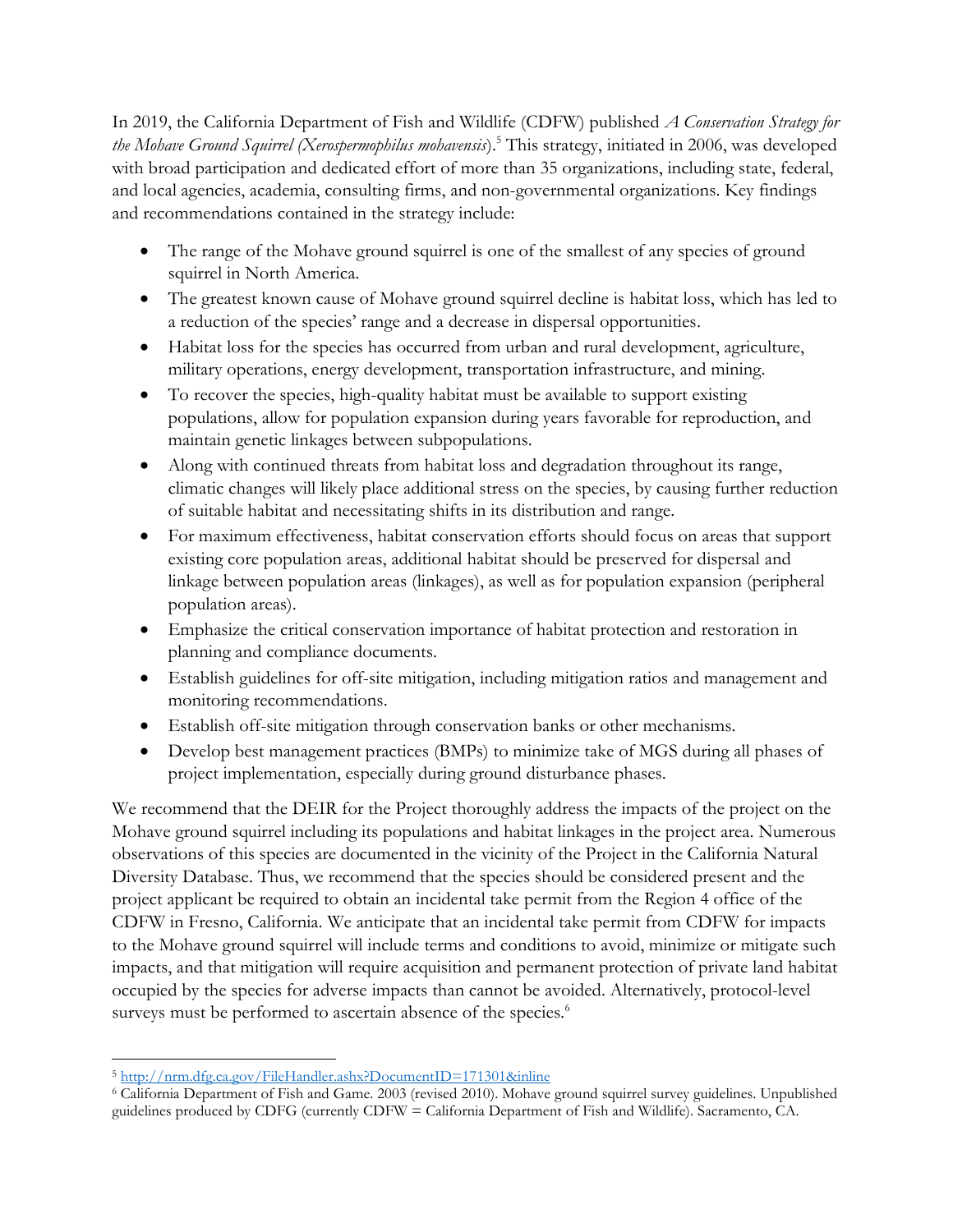In 2019, the California Department of Fish and Wildlife (CDFW) published *A Conservation Strategy for the Mohave Ground Squirrel (Xerospermophilus mohavensis)*.[5] This strategy, initiated in 2006, was developed with broad participation and dedicated effort of more than 35 organizations, including state, federal, and local agencies, academia, consulting firms, and non-governmental organizations. Key findings and recommendations contained in the strategy include:

- The range of the Mohave ground squirrel is one of the smallest of any species of ground squirrel in North America.
- The greatest known cause of Mohave ground squirrel decline is habitat loss, which has led to a reduction of the species' range and a decrease in dispersal opportunities.
- Habitat loss for the species has occurred from urban and rural development, agriculture, military operations, energy development, transportation infrastructure, and mining.
- To recover the species, high-quality habitat must be available to support existing populations, allow for population expansion during years favorable for reproduction, and maintain genetic linkages between subpopulations.
- Along with continued threats from habitat loss and degradation throughout its range, climatic changes will likely place additional stress on the species, by causing further reduction of suitable habitat and necessitating shifts in its distribution and range.
- For maximum effectiveness, habitat conservation efforts should focus on areas that support existing core population areas, additional habitat should be preserved for dispersal and linkage between population areas (linkages), as well as for population expansion (peripheral population areas).
- Emphasize the critical conservation importance of habitat protection and restoration in planning and compliance documents.
- Establish guidelines for off-site mitigation, including mitigation ratios and management and monitoring recommendations.
- Establish off-site mitigation through conservation banks or other mechanisms.
- Develop best management practices (BMPs) to minimize take of MGS during all phases of project implementation, especially during ground disturbance phases.

We recommend that the DEIR for the Project thoroughly address the impacts of the project on the Mohave ground squirrel including its populations and habitat linkages in the project area. Numerous observations of this species are documented in the vicinity of the Project in the California Natural Diversity Database. Thus, we recommend that the species should be considered present and the project applicant be required to obtain an incidental take permit from the Region 4 office of the CDFW in Fresno, California. We anticipate that an incidental take permit from CDFW for impacts to the Mohave ground squirrel will include terms and conditions to avoid, minimize or mitigate such impacts, and that mitigation will require acquisition and permanent protection of private land habitat occupied by the species for adverse impacts than cannot be avoided. Alternatively, protocol-level surveys must be performed to ascertain absence of the species.[6]

---

[5] http://nrm.dfg.ca.gov/FileHandler.ashx?DocumentID=171301&inline

[6] California Department of Fish and Game. 2003 (revised 2010). Mohave ground squirrel survey guidelines. Unpublished guidelines produced by CDFG (currently CDFW = California Department of Fish and Wildlife). Sacramento, CA.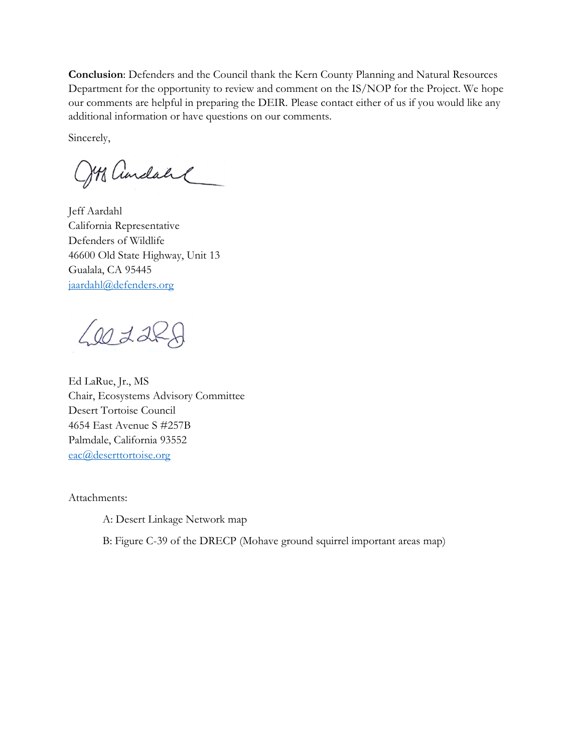**Conclusion**: Defenders and the Council thank the Kern County Planning and Natural Resources Department for the opportunity to review and comment on the IS/NOP for the Project. We hope our comments are helpful in preparing the DEIR. Please contact either of us if you would like any additional information or have questions on our comments.

Sincerely,

Jeff Aardahl
California Representative
Defenders of Wildlife
46600 Old State Highway, Unit 13
Gualala, CA 95445
jaardahl@defenders.org

Ed LaRue, Jr., MS
Chair, Ecosystems Advisory Committee
Desert Tortoise Council
4654 East Avenue S #257B
Palmdale, California 93552
eac@deserttortoise.org

Attachments:

A: Desert Linkage Network map

B: Figure C-39 of the DRECP (Mohave ground squirrel important areas map)